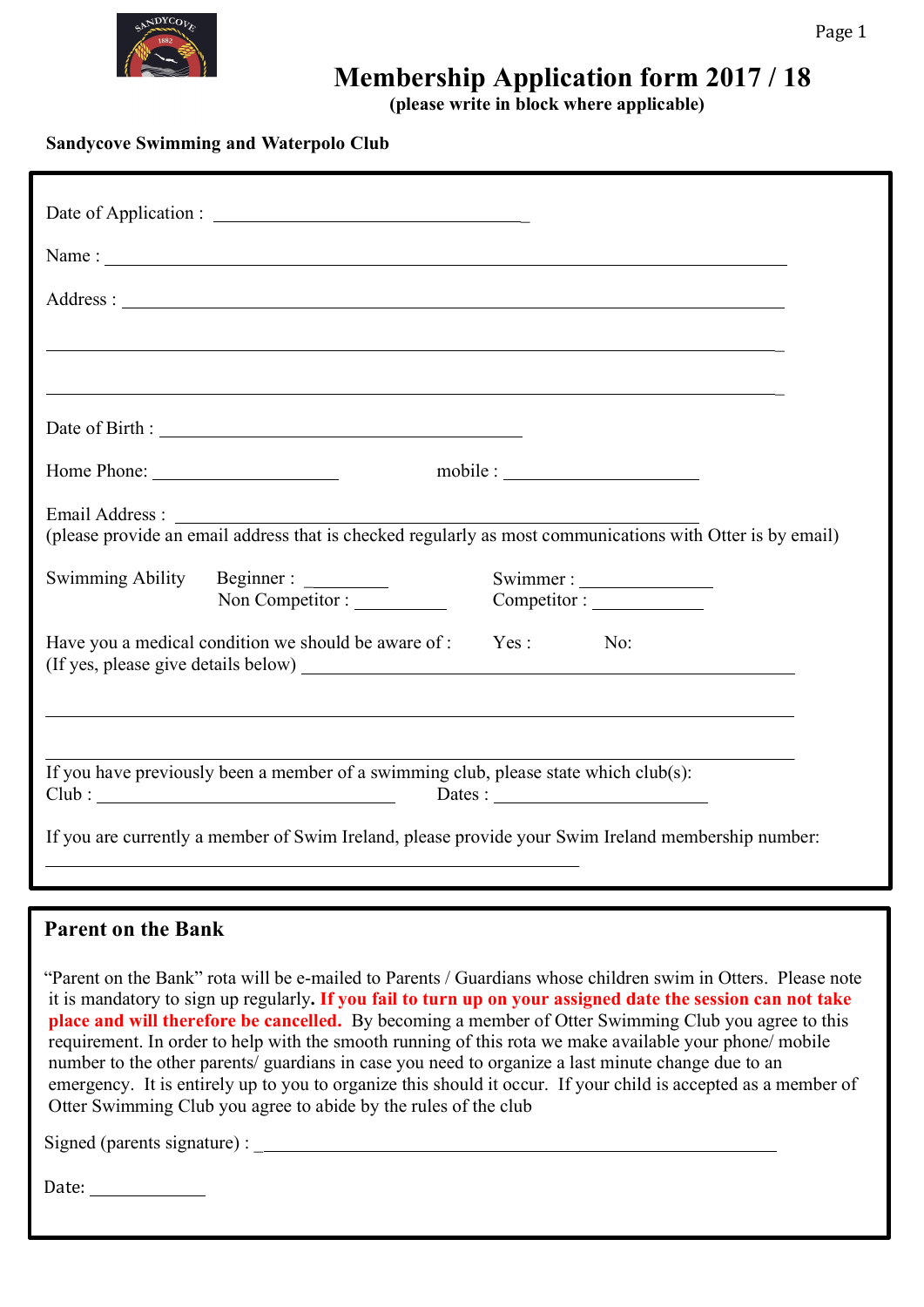# Membership Application form 2017 / 18

**(please write in block where applicable)**

**Sandycove Swimming and Waterpolo Club**

Date of Application : ___________________________________

Name : ___________________________________________________________________________

Address : _________________________________________________________________________

___________________________________________________________________________________

___________________________________________________________________________________

Date of Birth : _________________________________________

Home Phone: _____________________ mobile : ______________________

Email Address : ___________________________________________________________

(please provide an email address that is checked regularly as most communications with Otter is by email)

Swimming Ability Beginner : _________ Swimmer : _______________
Non Competitor : __________ Competitor : _____________

Have you a medical condition we should be aware of : Yes : No:

(If yes, please give details below) _________________________________________________________

___________________________________________________________________________________

___________________________________________________________________________________

If you have previously been a member of a swimming club, please state which club(s):

Club : __________________________________ Dates : _________________________

If you are currently a member of Swim Ireland, please provide your Swim Ireland membership number:

______________________________________________________________

## Parent on the Bank

"Parent on the Bank" rota will be e-mailed to Parents / Guardians whose children swim in Otters. Please note it is mandatory to sign up regularly**. If you fail to turn up on your assigned date the session can not take place and will therefore be cancelled.** By becoming a member of Otter Swimming Club you agree to this requirement. In order to help with the smooth running of this rota we make available your phone/ mobile number to the other parents/ guardians in case you need to organize a last minute change due to an emergency. It is entirely up to you to organize this should it occur. If your child is accepted as a member of Otter Swimming Club you agree to abide by the rules of the club

Signed (parents signature) : ___________________________________________________________

Date: _____________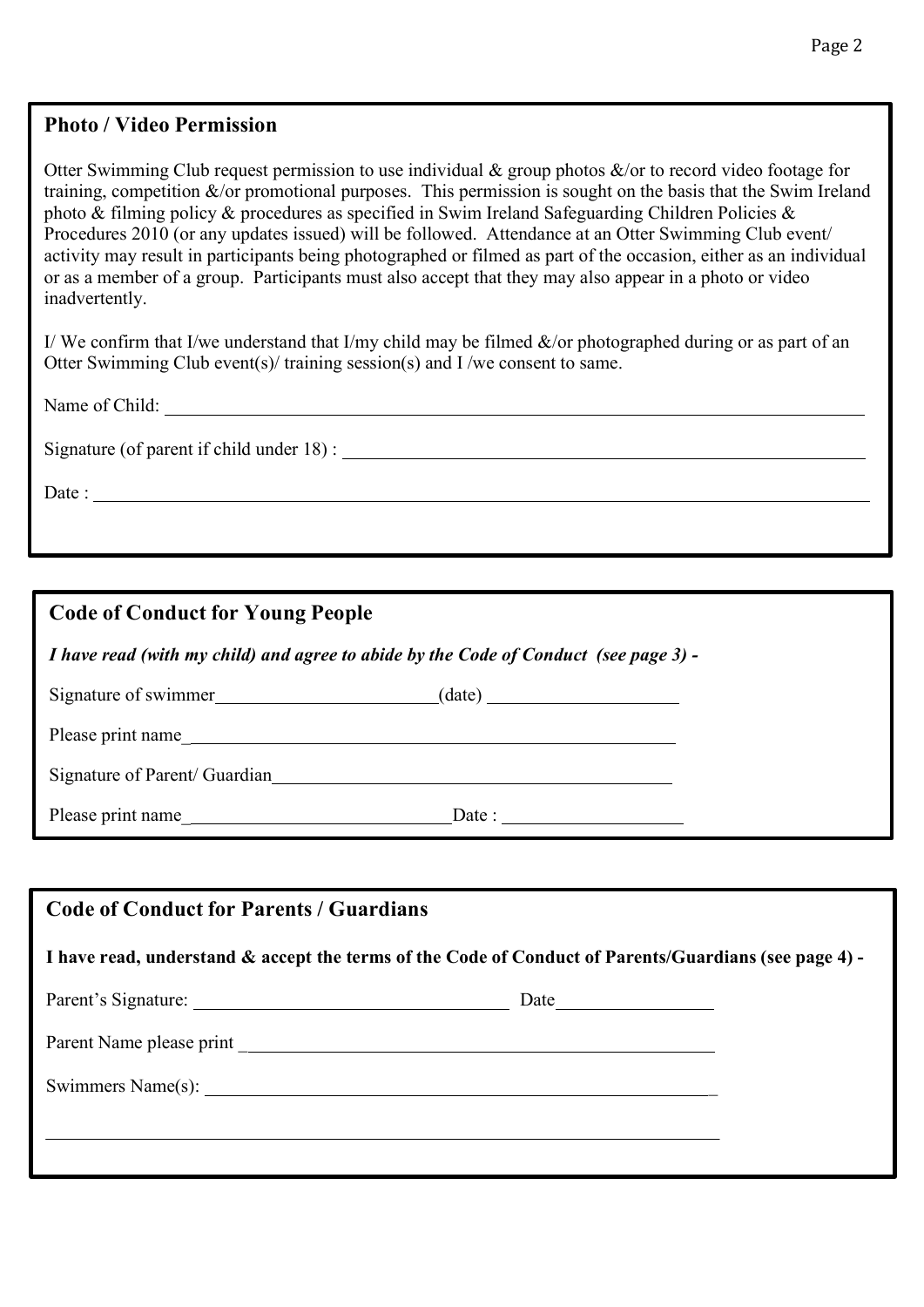## Photo / Video Permission

Otter Swimming Club request permission to use individual & group photos &/or to record video footage for training, competition &/or promotional purposes. This permission is sought on the basis that the Swim Ireland photo & filming policy & procedures as specified in Swim Ireland Safeguarding Children Policies & Procedures 2010 (or any updates issued) will be followed. Attendance at an Otter Swimming Club event/ activity may result in participants being photographed or filmed as part of the occasion, either as an individual or as a member of a group. Participants must also accept that they may also appear in a photo or video inadvertently.

I/ We confirm that I/we understand that I/my child may be filmed &/or photographed during or as part of an Otter Swimming Club event(s)/ training session(s) and I /we consent to same.

Name of Child: ______________________________________________

Signature (of parent if child under 18) : ______________________________________________

Date : ______________________________________________

## Code of Conduct for Young People

***I have read (with my child) and agree to abide by the Code of Conduct (see page 3) -***

Signature of swimmer________________________(date) ____________________

Please print name______________________________________________

Signature of Parent/ Guardian______________________________________________

Please print name_____________________________Date : ____________________

## Code of Conduct for Parents / Guardians

**I have read, understand & accept the terms of the Code of Conduct of Parents/Guardians (see page 4) -**

Parent's Signature: ______________________________ Date________________

Parent Name please print ______________________________________________

Swimmers Name(s): ______________________________________________

______________________________________________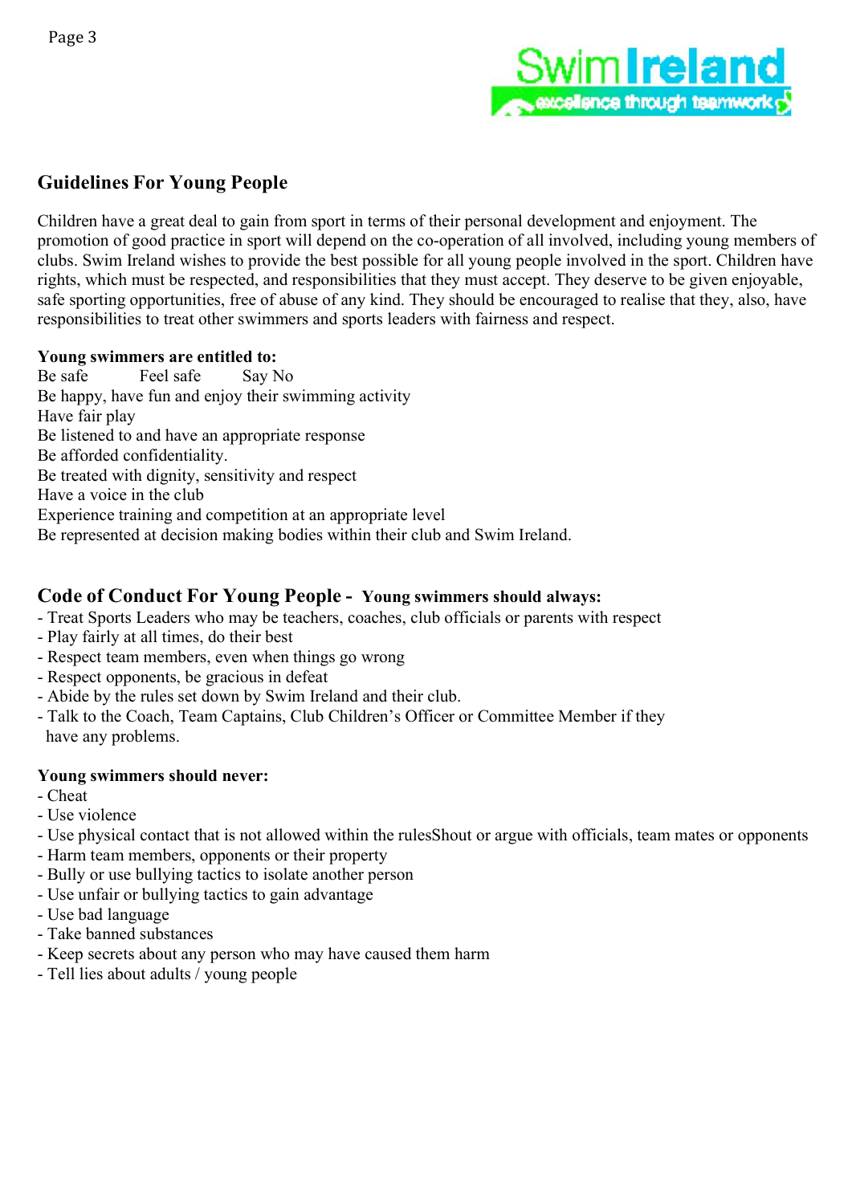## Guidelines For Young People

Children have a great deal to gain from sport in terms of their personal development and enjoyment. The promotion of good practice in sport will depend on the co-operation of all involved, including young members of clubs. Swim Ireland wishes to provide the best possible for all young people involved in the sport. Children have rights, which must be respected, and responsibilities that they must accept. They deserve to be given enjoyable, safe sporting opportunities, free of abuse of any kind. They should be encouraged to realise that they, also, have responsibilities to treat other swimmers and sports leaders with fairness and respect.

**Young swimmers are entitled to:**

Be safe  Feel safe  Say No
Be happy, have fun and enjoy their swimming activity
Have fair play
Be listened to and have an appropriate response
Be afforded confidentiality.
Be treated with dignity, sensitivity and respect
Have a voice in the club
Experience training and competition at an appropriate level
Be represented at decision making bodies within their club and Swim Ireland.

## Code of Conduct For Young People - Young swimmers should always:

- Treat Sports Leaders who may be teachers, coaches, club officials or parents with respect
- Play fairly at all times, do their best
- Respect team members, even when things go wrong
- Respect opponents, be gracious in defeat
- Abide by the rules set down by Swim Ireland and their club.
- Talk to the Coach, Team Captains, Club Children's Officer or Committee Member if they have any problems.

**Young swimmers should never:**

- Cheat
- Use violence
- Use physical contact that is not allowed within the rulesShout or argue with officials, team mates or opponents
- Harm team members, opponents or their property
- Bully or use bullying tactics to isolate another person
- Use unfair or bullying tactics to gain advantage
- Use bad language
- Take banned substances
- Keep secrets about any person who may have caused them harm
- Tell lies about adults / young people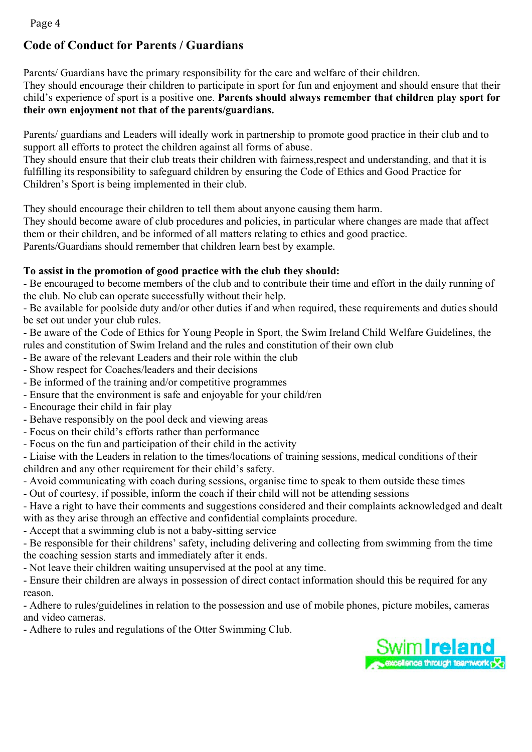## Code of Conduct for Parents / Guardians

Parents/ Guardians have the primary responsibility for the care and welfare of their children.
They should encourage their children to participate in sport for fun and enjoyment and should ensure that their child's experience of sport is a positive one. **Parents should always remember that children play sport for their own enjoyment not that of the parents/guardians.**

Parents/ guardians and Leaders will ideally work in partnership to promote good practice in their club and to support all efforts to protect the children against all forms of abuse.
They should ensure that their club treats their children with fairness,respect and understanding, and that it is fulfilling its responsibility to safeguard children by ensuring the Code of Ethics and Good Practice for Children's Sport is being implemented in their club.

They should encourage their children to tell them about anyone causing them harm.
They should become aware of club procedures and policies, in particular where changes are made that affect them or their children, and be informed of all matters relating to ethics and good practice.
Parents/Guardians should remember that children learn best by example.

**To assist in the promotion of good practice with the club they should:**

- Be encouraged to become members of the club and to contribute their time and effort in the daily running of the club. No club can operate successfully without their help.
- Be available for poolside duty and/or other duties if and when required, these requirements and duties should be set out under your club rules.
- Be aware of the Code of Ethics for Young People in Sport, the Swim Ireland Child Welfare Guidelines, the rules and constitution of Swim Ireland and the rules and constitution of their own club
- Be aware of the relevant Leaders and their role within the club
- Show respect for Coaches/leaders and their decisions
- Be informed of the training and/or competitive programmes
- Ensure that the environment is safe and enjoyable for your child/ren
- Encourage their child in fair play
- Behave responsibly on the pool deck and viewing areas
- Focus on their child's efforts rather than performance
- Focus on the fun and participation of their child in the activity
- Liaise with the Leaders in relation to the times/locations of training sessions, medical conditions of their children and any other requirement for their child's safety.
- Avoid communicating with coach during sessions, organise time to speak to them outside these times
- Out of courtesy, if possible, inform the coach if their child will not be attending sessions
- Have a right to have their comments and suggestions considered and their complaints acknowledged and dealt with as they arise through an effective and confidential complaints procedure.
- Accept that a swimming club is not a baby-sitting service
- Be responsible for their childrens' safety, including delivering and collecting from swimming from the time the coaching session starts and immediately after it ends.
- Not leave their children waiting unsupervised at the pool at any time.
- Ensure their children are always in possession of direct contact information should this be required for any reason.
- Adhere to rules/guidelines in relation to the possession and use of mobile phones, picture mobiles, cameras and video cameras.
- Adhere to rules and regulations of the Otter Swimming Club.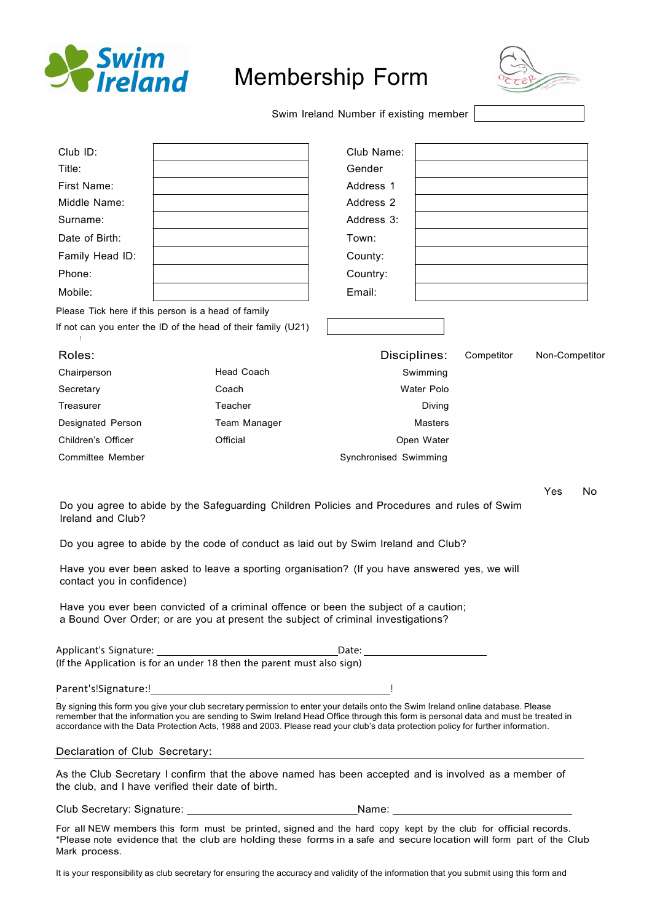# Membership Form

Swim Ireland Number if existing member

| | | | |
|---|---|---|---|
| Club ID: | | Club Name: | |
| Title: | | Gender | |
| First Name: | | Address 1 | |
| Middle Name: | | Address 2 | |
| Surname: | | Address 3: | |
| Date of Birth: | | Town: | |
| Family Head ID: | | County: | |
| Phone: | | Country: | |
| Mobile: | | Email: | |

Please Tick here if this person is a head of family

If not can you enter the ID of the head of their family (U21)

| Roles: | | Disciplines: | Competitor | Non-Competitor |
|---|---|---|---|---|
| Chairperson | Head Coach | Swimming | | |
| Secretary | Coach | Water Polo | | |
| Treasurer | Teacher | Diving | | |
| Designated Person | Team Manager | Masters | | |
| Children's Officer | Official | Open Water | | |
| Committee Member | | Synchronised Swimming | | |

| | Yes | No |
|---|---|---|
| Do you agree to abide by the Safeguarding Children Policies and Procedures and rules of Swim Ireland and Club? | | |
| Do you agree to abide by the code of conduct as laid out by Swim Ireland and Club? | | |
| Have you ever been asked to leave a sporting organisation? (If you have answered yes, we will contact you in confidence) | | |
| Have you ever been convicted of a criminal offence or been the subject of a caution; a Bound Over Order; or are you at present the subject of criminal investigations? | | |

Applicant's Signature: ______________________________ Date: ____________________

(If the Application is for an under 18 then the parent must also sign)

Parent's Signature: ______________________________

By signing this form you give your club secretary permission to enter your details onto the Swim Ireland online database. Please remember that the information you are sending to Swim Ireland Head Office through this form is personal data and must be treated in accordance with the Data Protection Acts, 1988 and 2003. Please read your club's data protection policy for further information.

## Declaration of Club Secretary:

As the Club Secretary I confirm that the above named has been accepted and is involved as a member of the club, and I have verified their date of birth.

Club Secretary: Signature: ______________________________ Name: ______________________________

For all NEW members this form must be printed, signed and the hard copy kept by the club for official records. *Please note evidence that the club are holding these forms in a safe and secure location will form part of the Club Mark process.

It is your responsibility as club secretary for ensuring the accuracy and validity of the information that you submit using this form and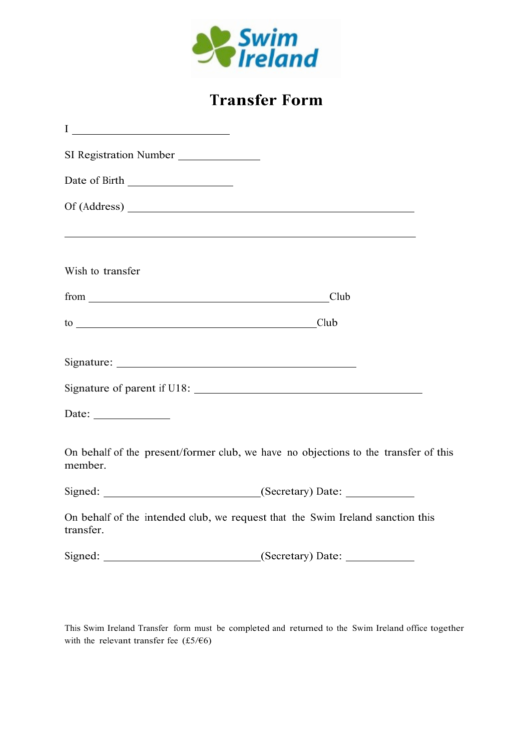Swim Ireland

# Transfer Form

I ______________________________

SI Registration Number _______________

Date of Birth ____________________

Of (Address) _______________________________________________________

_______________________________________________________________________

Wish to transfer

from _____________________________________________ Club

to _____________________________________________ Club

Signature: _____________________________________________

Signature of parent if U18: ___________________________________________

Date: ______________

On behalf of the present/former club, we have no objections to the transfer of this member.

Signed: _____________________________ (Secretary) Date: ____________

On behalf of the intended club, we request that the Swim Ireland sanction this transfer.

Signed: _____________________________ (Secretary) Date: ____________

This Swim Ireland Transfer form must be completed and returned to the Swim Ireland office together with the relevant transfer fee (£5/€6)